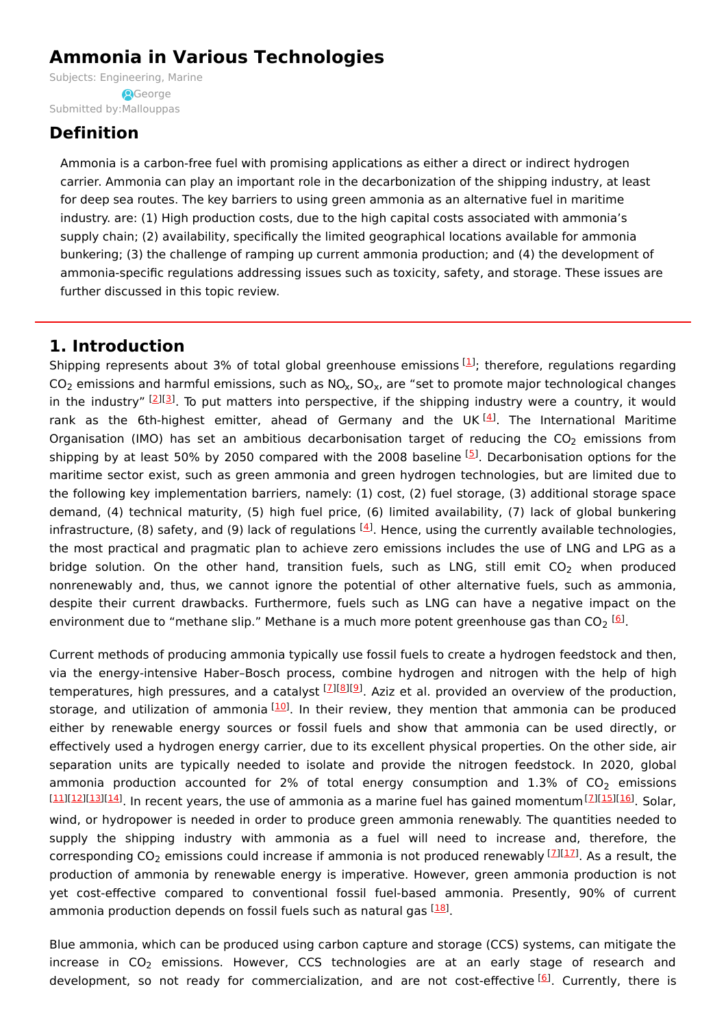# Ammonia in Various Technologies

Subjects: Engineering, Marine

Submitted by: George Mallouppas

## Definition

Ammonia is a carbon-free fuel with promising applications as either a direct or indirect hydrogen carrier. Ammonia can play an important role in the decarbonization of the shipping industry, at least for deep sea routes. The key barriers to using green ammonia as an alternative fuel in maritime industry. are: (1) High production costs, due to the high capital costs associated with ammonia's supply chain; (2) availability, specifically the limited geographical locations available for ammonia bunkering; (3) the challenge of ramping up current ammonia production; and (4) the development of ammonia-specific regulations addressing issues such as toxicity, safety, and storage. These issues are further discussed in this topic review.

## 1. Introduction

Shipping represents about 3% of total global greenhouse emissions [1]; therefore, regulations regarding $CO_2$ emissions and harmful emissions, such as $NO_x$, $SO_x$, are "set to promote major technological changes in the industry" [2][3]. To put matters into perspective, if the shipping industry were a country, it would rank as the 6th-highest emitter, ahead of Germany and the UK [4]. The International Maritime Organisation (IMO) has set an ambitious decarbonisation target of reducing the $CO_2$ emissions from shipping by at least 50% by 2050 compared with the 2008 baseline [5]. Decarbonisation options for the maritime sector exist, such as green ammonia and green hydrogen technologies, but are limited due to the following key implementation barriers, namely: (1) cost, (2) fuel storage, (3) additional storage space demand, (4) technical maturity, (5) high fuel price, (6) limited availability, (7) lack of global bunkering infrastructure, (8) safety, and (9) lack of regulations [4]. Hence, using the currently available technologies, the most practical and pragmatic plan to achieve zero emissions includes the use of LNG and LPG as a bridge solution. On the other hand, transition fuels, such as LNG, still emit $CO_2$ when produced nonrenewably and, thus, we cannot ignore the potential of other alternative fuels, such as ammonia, despite their current drawbacks. Furthermore, fuels such as LNG can have a negative impact on the environment due to "methane slip." Methane is a much more potent greenhouse gas than $CO_2$ [6].

Current methods of producing ammonia typically use fossil fuels to create a hydrogen feedstock and then, via the energy-intensive Haber–Bosch process, combine hydrogen and nitrogen with the help of high temperatures, high pressures, and a catalyst [7][8][9]. Aziz et al. provided an overview of the production, storage, and utilization of ammonia [10]. In their review, they mention that ammonia can be produced either by renewable energy sources or fossil fuels and show that ammonia can be used directly, or effectively used a hydrogen energy carrier, due to its excellent physical properties. On the other side, air separation units are typically needed to isolate and provide the nitrogen feedstock. In 2020, global ammonia production accounted for 2% of total energy consumption and 1.3% of $CO_2$ emissions [11][12][13][14]. In recent years, the use of ammonia as a marine fuel has gained momentum [7][15][16]. Solar, wind, or hydropower is needed in order to produce green ammonia renewably. The quantities needed to supply the shipping industry with ammonia as a fuel will need to increase and, therefore, the corresponding $CO_2$ emissions could increase if ammonia is not produced renewably [7][17]. As a result, the production of ammonia by renewable energy is imperative. However, green ammonia production is not yet cost-effective compared to conventional fossil fuel-based ammonia. Presently, 90% of current ammonia production depends on fossil fuels such as natural gas [18].

Blue ammonia, which can be produced using carbon capture and storage (CCS) systems, can mitigate the increase in $CO_2$ emissions. However, CCS technologies are at an early stage of research and development, so not ready for commercialization, and are not cost-effective [6]. Currently, there is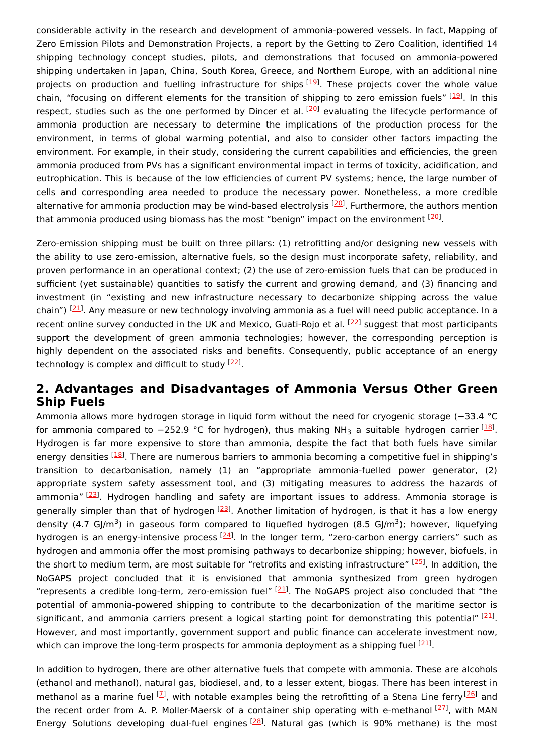considerable activity in the research and development of ammonia-powered vessels. In fact, Mapping of Zero Emission Pilots and Demonstration Projects, a report by the Getting to Zero Coalition, identified 14 shipping technology concept studies, pilots, and demonstrations that focused on ammonia-powered shipping undertaken in Japan, China, South Korea, Greece, and Northern Europe, with an additional nine projects on production and fuelling infrastructure for ships [19]. These projects cover the whole value chain, "focusing on different elements for the transition of shipping to zero emission fuels" [19]. In this respect, studies such as the one performed by Dincer et al. [20] evaluating the lifecycle performance of ammonia production are necessary to determine the implications of the production process for the environment, in terms of global warming potential, and also to consider other factors impacting the environment. For example, in their study, considering the current capabilities and efficiencies, the green ammonia produced from PVs has a significant environmental impact in terms of toxicity, acidification, and eutrophication. This is because of the low efficiencies of current PV systems; hence, the large number of cells and corresponding area needed to produce the necessary power. Nonetheless, a more credible alternative for ammonia production may be wind-based electrolysis [20]. Furthermore, the authors mention that ammonia produced using biomass has the most "benign" impact on the environment [20].

Zero-emission shipping must be built on three pillars: (1) retrofitting and/or designing new vessels with the ability to use zero-emission, alternative fuels, so the design must incorporate safety, reliability, and proven performance in an operational context; (2) the use of zero-emission fuels that can be produced in sufficient (yet sustainable) quantities to satisfy the current and growing demand, and (3) financing and investment (in "existing and new infrastructure necessary to decarbonize shipping across the value chain") [21]. Any measure or new technology involving ammonia as a fuel will need public acceptance. In a recent online survey conducted in the UK and Mexico, Guati-Rojo et al. [22] suggest that most participants support the development of green ammonia technologies; however, the corresponding perception is highly dependent on the associated risks and benefits. Consequently, public acceptance of an energy technology is complex and difficult to study [22].

## 2. Advantages and Disadvantages of Ammonia Versus Other Green Ship Fuels

Ammonia allows more hydrogen storage in liquid form without the need for cryogenic storage (−33.4 °C for ammonia compared to −252.9 °C for hydrogen), thus making $NH_3$ a suitable hydrogen carrier [18]. Hydrogen is far more expensive to store than ammonia, despite the fact that both fuels have similar energy densities [18]. There are numerous barriers to ammonia becoming a competitive fuel in shipping's transition to decarbonisation, namely (1) an "appropriate ammonia-fuelled power generator, (2) appropriate system safety assessment tool, and (3) mitigating measures to address the hazards of ammonia" [23]. Hydrogen handling and safety are important issues to address. Ammonia storage is generally simpler than that of hydrogen [23]. Another limitation of hydrogen, is that it has a low energy density (4.7 GJ/m$^3$) in gaseous form compared to liquefied hydrogen (8.5 GJ/m$^3$); however, liquefying hydrogen is an energy-intensive process [24]. In the longer term, "zero-carbon energy carriers" such as hydrogen and ammonia offer the most promising pathways to decarbonize shipping; however, biofuels, in the short to medium term, are most suitable for "retrofits and existing infrastructure" [25]. In addition, the NoGAPS project concluded that it is envisioned that ammonia synthesized from green hydrogen "represents a credible long-term, zero-emission fuel" [21]. The NoGAPS project also concluded that "the potential of ammonia-powered shipping to contribute to the decarbonization of the maritime sector is significant, and ammonia carriers present a logical starting point for demonstrating this potential" [21]. However, and most importantly, government support and public finance can accelerate investment now, which can improve the long-term prospects for ammonia deployment as a shipping fuel [21].

In addition to hydrogen, there are other alternative fuels that compete with ammonia. These are alcohols (ethanol and methanol), natural gas, biodiesel, and, to a lesser extent, biogas. There has been interest in methanol as a marine fuel [7], with notable examples being the retrofitting of a Stena Line ferry[26] and the recent order from A. P. Moller-Maersk of a container ship operating with e-methanol [27], with MAN Energy Solutions developing dual-fuel engines [28]. Natural gas (which is 90% methane) is the most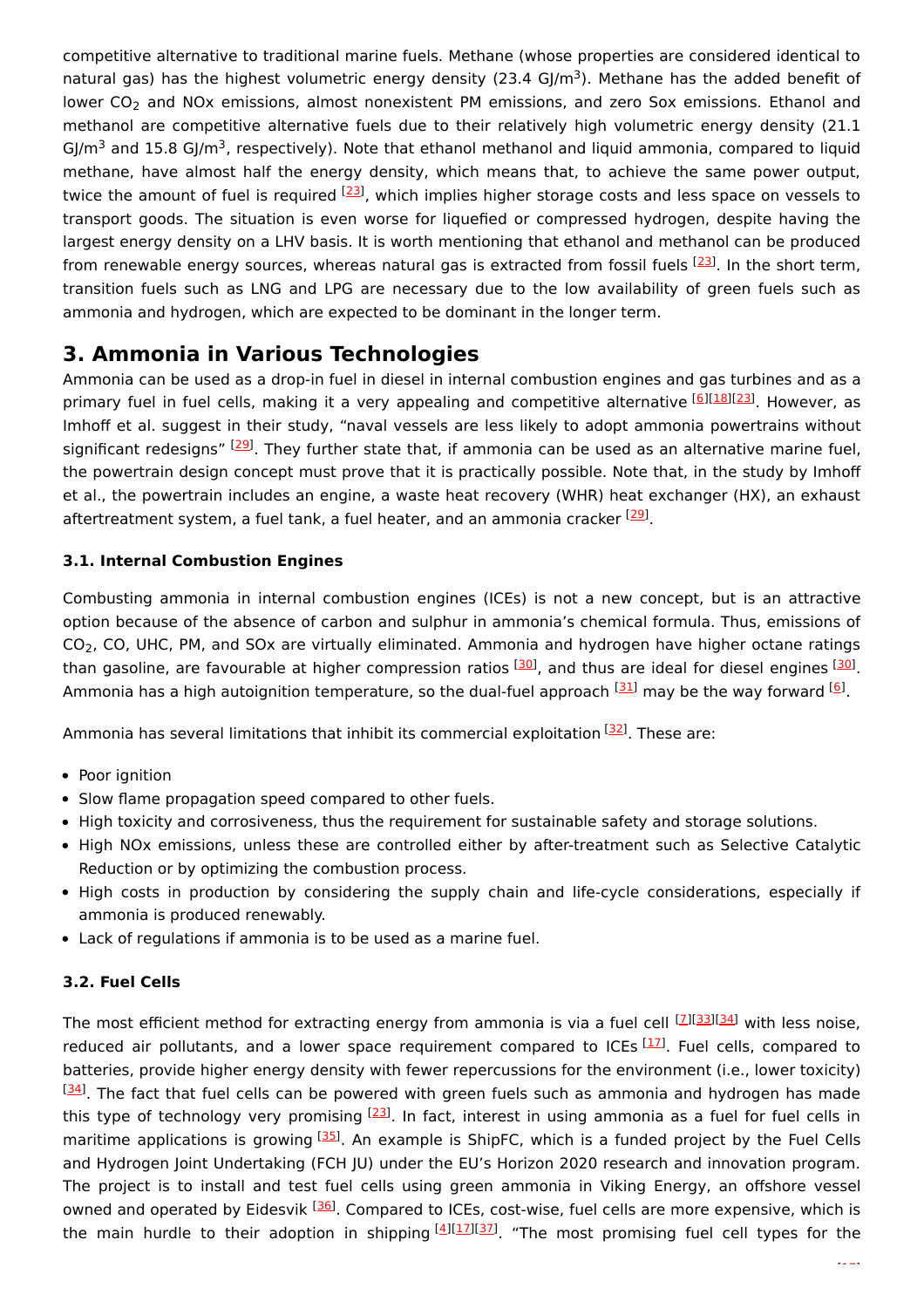competitive alternative to traditional marine fuels. Methane (whose properties are considered identical to natural gas) has the highest volumetric energy density (23.4 $GJ/m^3$). Methane has the added benefit of lower $CO_2$ and NOx emissions, almost nonexistent PM emissions, and zero Sox emissions. Ethanol and methanol are competitive alternative fuels due to their relatively high volumetric energy density (21.1 $GJ/m^3$ and 15.8 $GJ/m^3$, respectively). Note that ethanol methanol and liquid ammonia, compared to liquid methane, have almost half the energy density, which means that, to achieve the same power output, twice the amount of fuel is required [23], which implies higher storage costs and less space on vessels to transport goods. The situation is even worse for liquefied or compressed hydrogen, despite having the largest energy density on a LHV basis. It is worth mentioning that ethanol and methanol can be produced from renewable energy sources, whereas natural gas is extracted from fossil fuels [23]. In the short term, transition fuels such as LNG and LPG are necessary due to the low availability of green fuels such as ammonia and hydrogen, which are expected to be dominant in the longer term.

## 3. Ammonia in Various Technologies

Ammonia can be used as a drop-in fuel in diesel in internal combustion engines and gas turbines and as a primary fuel in fuel cells, making it a very appealing and competitive alternative [6][18][23]. However, as Imhoff et al. suggest in their study, "naval vessels are less likely to adopt ammonia powertrains without significant redesigns" [29]. They further state that, if ammonia can be used as an alternative marine fuel, the powertrain design concept must prove that it is practically possible. Note that, in the study by Imhoff et al., the powertrain includes an engine, a waste heat recovery (WHR) heat exchanger (HX), an exhaust aftertreatment system, a fuel tank, a fuel heater, and an ammonia cracker [29].

### 3.1. Internal Combustion Engines

Combusting ammonia in internal combustion engines (ICEs) is not a new concept, but is an attractive option because of the absence of carbon and sulphur in ammonia's chemical formula. Thus, emissions of $CO_2$, CO, UHC, PM, and SOx are virtually eliminated. Ammonia and hydrogen have higher octane ratings than gasoline, are favourable at higher compression ratios [30], and thus are ideal for diesel engines [30]. Ammonia has a high autoignition temperature, so the dual-fuel approach [31] may be the way forward [6].

Ammonia has several limitations that inhibit its commercial exploitation [32]. These are:

- Poor ignition
- Slow flame propagation speed compared to other fuels.
- High toxicity and corrosiveness, thus the requirement for sustainable safety and storage solutions.
- High NOx emissions, unless these are controlled either by after-treatment such as Selective Catalytic Reduction or by optimizing the combustion process.
- High costs in production by considering the supply chain and life-cycle considerations, especially if ammonia is produced renewably.
- Lack of regulations if ammonia is to be used as a marine fuel.

### 3.2. Fuel Cells

The most efficient method for extracting energy from ammonia is via a fuel cell [7][33][34] with less noise, reduced air pollutants, and a lower space requirement compared to ICEs [17]. Fuel cells, compared to batteries, provide higher energy density with fewer repercussions for the environment (i.e., lower toxicity) [34]. The fact that fuel cells can be powered with green fuels such as ammonia and hydrogen has made this type of technology very promising [23]. In fact, interest in using ammonia as a fuel for fuel cells in maritime applications is growing [35]. An example is ShipFC, which is a funded project by the Fuel Cells and Hydrogen Joint Undertaking (FCH JU) under the EU's Horizon 2020 research and innovation program. The project is to install and test fuel cells using green ammonia in Viking Energy, an offshore vessel owned and operated by Eidesvik [36]. Compared to ICEs, cost-wise, fuel cells are more expensive, which is the main hurdle to their adoption in shipping [4][17][37]. "The most promising fuel cell types for the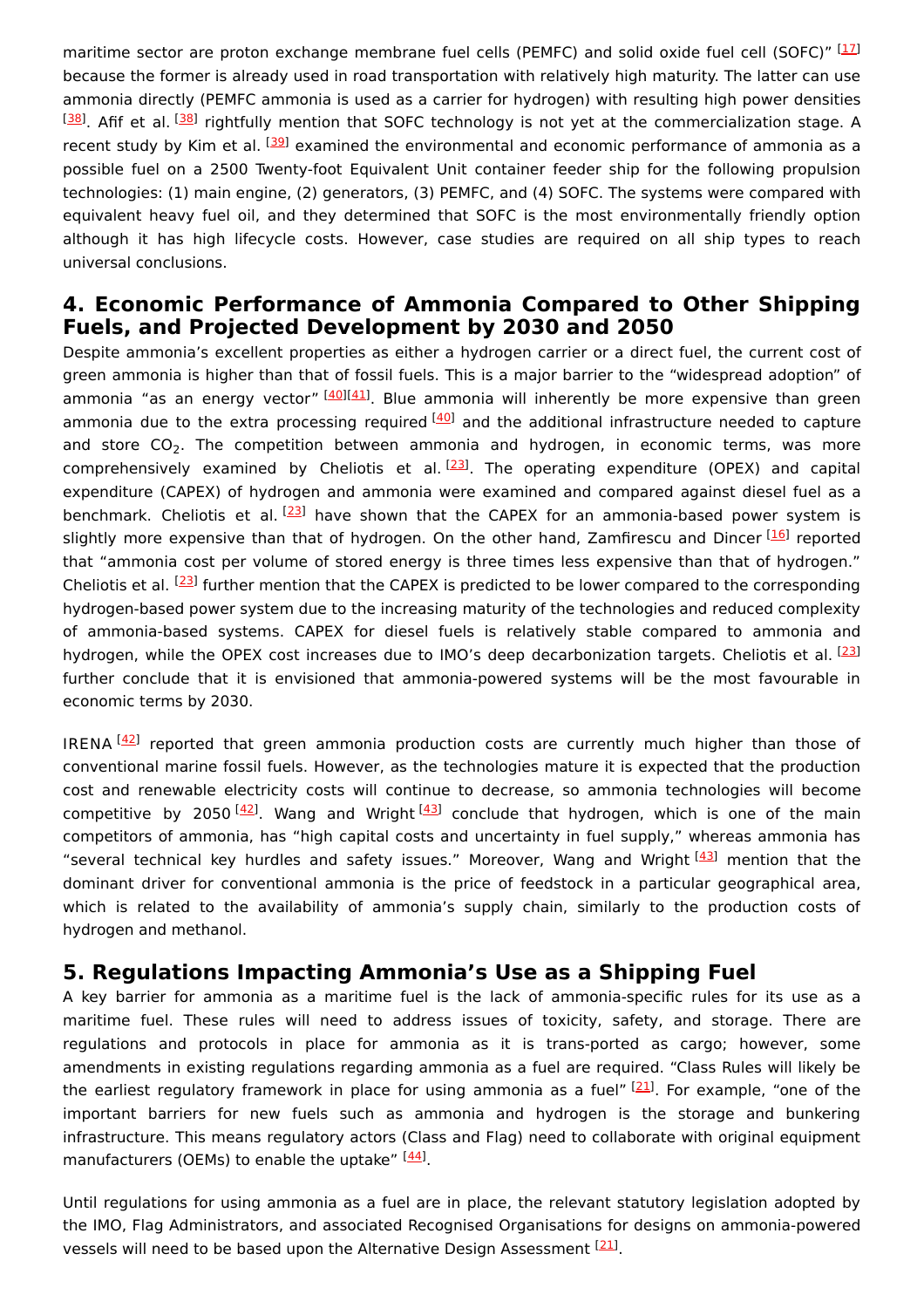maritime sector are proton exchange membrane fuel cells (PEMFC) and solid oxide fuel cell (SOFC)" [17] because the former is already used in road transportation with relatively high maturity. The latter can use ammonia directly (PEMFC ammonia is used as a carrier for hydrogen) with resulting high power densities [38]. Afif et al. [38] rightfully mention that SOFC technology is not yet at the commercialization stage. A recent study by Kim et al. [39] examined the environmental and economic performance of ammonia as a possible fuel on a 2500 Twenty-foot Equivalent Unit container feeder ship for the following propulsion technologies: (1) main engine, (2) generators, (3) PEMFC, and (4) SOFC. The systems were compared with equivalent heavy fuel oil, and they determined that SOFC is the most environmentally friendly option although it has high lifecycle costs. However, case studies are required on all ship types to reach universal conclusions.

## 4. Economic Performance of Ammonia Compared to Other Shipping Fuels, and Projected Development by 2030 and 2050

Despite ammonia's excellent properties as either a hydrogen carrier or a direct fuel, the current cost of green ammonia is higher than that of fossil fuels. This is a major barrier to the "widespread adoption" of ammonia "as an energy vector" [40][41]. Blue ammonia will inherently be more expensive than green ammonia due to the extra processing required [40] and the additional infrastructure needed to capture and store $CO_2$. The competition between ammonia and hydrogen, in economic terms, was more comprehensively examined by Cheliotis et al. [23]. The operating expenditure (OPEX) and capital expenditure (CAPEX) of hydrogen and ammonia were examined and compared against diesel fuel as a benchmark. Cheliotis et al. [23] have shown that the CAPEX for an ammonia-based power system is slightly more expensive than that of hydrogen. On the other hand, Zamfirescu and Dincer [16] reported that "ammonia cost per volume of stored energy is three times less expensive than that of hydrogen." Cheliotis et al. [23] further mention that the CAPEX is predicted to be lower compared to the corresponding hydrogen-based power system due to the increasing maturity of the technologies and reduced complexity of ammonia-based systems. CAPEX for diesel fuels is relatively stable compared to ammonia and hydrogen, while the OPEX cost increases due to IMO's deep decarbonization targets. Cheliotis et al. [23] further conclude that it is envisioned that ammonia-powered systems will be the most favourable in economic terms by 2030.

IRENA [42] reported that green ammonia production costs are currently much higher than those of conventional marine fossil fuels. However, as the technologies mature it is expected that the production cost and renewable electricity costs will continue to decrease, so ammonia technologies will become competitive by 2050 [42]. Wang and Wright [43] conclude that hydrogen, which is one of the main competitors of ammonia, has "high capital costs and uncertainty in fuel supply," whereas ammonia has "several technical key hurdles and safety issues." Moreover, Wang and Wright [43] mention that the dominant driver for conventional ammonia is the price of feedstock in a particular geographical area, which is related to the availability of ammonia's supply chain, similarly to the production costs of hydrogen and methanol.

## 5. Regulations Impacting Ammonia's Use as a Shipping Fuel

A key barrier for ammonia as a maritime fuel is the lack of ammonia-specific rules for its use as a maritime fuel. These rules will need to address issues of toxicity, safety, and storage. There are regulations and protocols in place for ammonia as it is trans-ported as cargo; however, some amendments in existing regulations regarding ammonia as a fuel are required. "Class Rules will likely be the earliest regulatory framework in place for using ammonia as a fuel" [21]. For example, "one of the important barriers for new fuels such as ammonia and hydrogen is the storage and bunkering infrastructure. This means regulatory actors (Class and Flag) need to collaborate with original equipment manufacturers (OEMs) to enable the uptake" [44].

Until regulations for using ammonia as a fuel are in place, the relevant statutory legislation adopted by the IMO, Flag Administrators, and associated Recognised Organisations for designs on ammonia-powered vessels will need to be based upon the Alternative Design Assessment [21].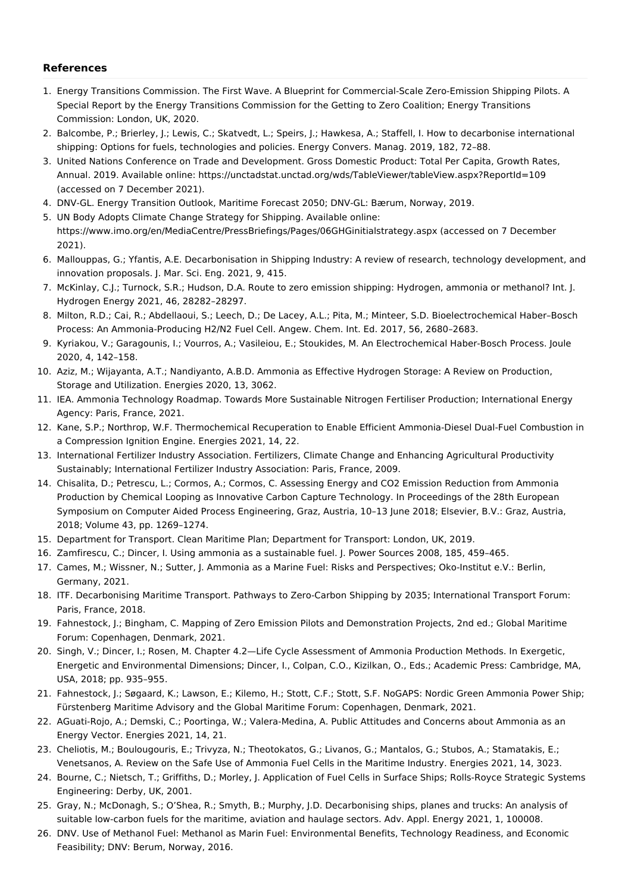## References

1. Energy Transitions Commission. The First Wave. A Blueprint for Commercial-Scale Zero-Emission Shipping Pilots. A Special Report by the Energy Transitions Commission for the Getting to Zero Coalition; Energy Transitions Commission: London, UK, 2020.
2. Balcombe, P.; Brierley, J.; Lewis, C.; Skatvedt, L.; Speirs, J.; Hawkesa, A.; Staffell, I. How to decarbonise international shipping: Options for fuels, technologies and policies. Energy Convers. Manag. 2019, 182, 72–88.
3. United Nations Conference on Trade and Development. Gross Domestic Product: Total Per Capita, Growth Rates, Annual. 2019. Available online: https://unctadstat.unctad.org/wds/TableViewer/tableView.aspx?ReportId=109 (accessed on 7 December 2021).
4. DNV-GL. Energy Transition Outlook, Maritime Forecast 2050; DNV-GL: Bærum, Norway, 2019.
5. UN Body Adopts Climate Change Strategy for Shipping. Available online: https://www.imo.org/en/MediaCentre/PressBriefings/Pages/06GHGinitialstrategy.aspx (accessed on 7 December 2021).
6. Mallouppas, G.; Yfantis, A.E. Decarbonisation in Shipping Industry: A review of research, technology development, and innovation proposals. J. Mar. Sci. Eng. 2021, 9, 415.
7. McKinlay, C.J.; Turnock, S.R.; Hudson, D.A. Route to zero emission shipping: Hydrogen, ammonia or methanol? Int. J. Hydrogen Energy 2021, 46, 28282–28297.
8. Milton, R.D.; Cai, R.; Abdellaoui, S.; Leech, D.; De Lacey, A.L.; Pita, M.; Minteer, S.D. Bioelectrochemical Haber–Bosch Process: An Ammonia-Producing H2/N2 Fuel Cell. Angew. Chem. Int. Ed. 2017, 56, 2680–2683.
9. Kyriakou, V.; Garagounis, I.; Vourros, A.; Vasileiou, E.; Stoukides, M. An Electrochemical Haber-Bosch Process. Joule 2020, 4, 142–158.
10. Aziz, M.; Wijayanta, A.T.; Nandiyanto, A.B.D. Ammonia as Effective Hydrogen Storage: A Review on Production, Storage and Utilization. Energies 2020, 13, 3062.
11. IEA. Ammonia Technology Roadmap. Towards More Sustainable Nitrogen Fertiliser Production; International Energy Agency: Paris, France, 2021.
12. Kane, S.P.; Northrop, W.F. Thermochemical Recuperation to Enable Efficient Ammonia-Diesel Dual-Fuel Combustion in a Compression Ignition Engine. Energies 2021, 14, 22.
13. International Fertilizer Industry Association. Fertilizers, Climate Change and Enhancing Agricultural Productivity Sustainably; International Fertilizer Industry Association: Paris, France, 2009.
14. Chisalita, D.; Petrescu, L.; Cormos, A.; Cormos, C. Assessing Energy and CO2 Emission Reduction from Ammonia Production by Chemical Looping as Innovative Carbon Capture Technology. In Proceedings of the 28th European Symposium on Computer Aided Process Engineering, Graz, Austria, 10–13 June 2018; Elsevier, B.V.: Graz, Austria, 2018; Volume 43, pp. 1269–1274.
15. Department for Transport. Clean Maritime Plan; Department for Transport: London, UK, 2019.
16. Zamfirescu, C.; Dincer, I. Using ammonia as a sustainable fuel. J. Power Sources 2008, 185, 459–465.
17. Cames, M.; Wissner, N.; Sutter, J. Ammonia as a Marine Fuel: Risks and Perspectives; Oko-Institut e.V.: Berlin, Germany, 2021.
18. ITF. Decarbonising Maritime Transport. Pathways to Zero-Carbon Shipping by 2035; International Transport Forum: Paris, France, 2018.
19. Fahnestock, J.; Bingham, C. Mapping of Zero Emission Pilots and Demonstration Projects, 2nd ed.; Global Maritime Forum: Copenhagen, Denmark, 2021.
20. Singh, V.; Dincer, I.; Rosen, M. Chapter 4.2—Life Cycle Assessment of Ammonia Production Methods. In Exergetic, Energetic and Environmental Dimensions; Dincer, I., Colpan, C.O., Kizilkan, O., Eds.; Academic Press: Cambridge, MA, USA, 2018; pp. 935–955.
21. Fahnestock, J.; Søgaard, K.; Lawson, E.; Kilemo, H.; Stott, C.F.; Stott, S.F. NoGAPS: Nordic Green Ammonia Power Ship; Fürstenberg Maritime Advisory and the Global Maritime Forum: Copenhagen, Denmark, 2021.
22. AGuati-Rojo, A.; Demski, C.; Poortinga, W.; Valera-Medina, A. Public Attitudes and Concerns about Ammonia as an Energy Vector. Energies 2021, 14, 21.
23. Cheliotis, M.; Boulougouris, E.; Trivyza, N.; Theotokatos, G.; Livanos, G.; Mantalos, G.; Stubos, A.; Stamatakis, E.; Venetsanos, A. Review on the Safe Use of Ammonia Fuel Cells in the Maritime Industry. Energies 2021, 14, 3023.
24. Bourne, C.; Nietsch, T.; Griffiths, D.; Morley, J. Application of Fuel Cells in Surface Ships; Rolls-Royce Strategic Systems Engineering: Derby, UK, 2001.
25. Gray, N.; McDonagh, S.; O'Shea, R.; Smyth, B.; Murphy, J.D. Decarbonising ships, planes and trucks: An analysis of suitable low-carbon fuels for the maritime, aviation and haulage sectors. Adv. Appl. Energy 2021, 1, 100008.
26. DNV. Use of Methanol Fuel: Methanol as Marin Fuel: Environmental Benefits, Technology Readiness, and Economic Feasibility; DNV: Berum, Norway, 2016.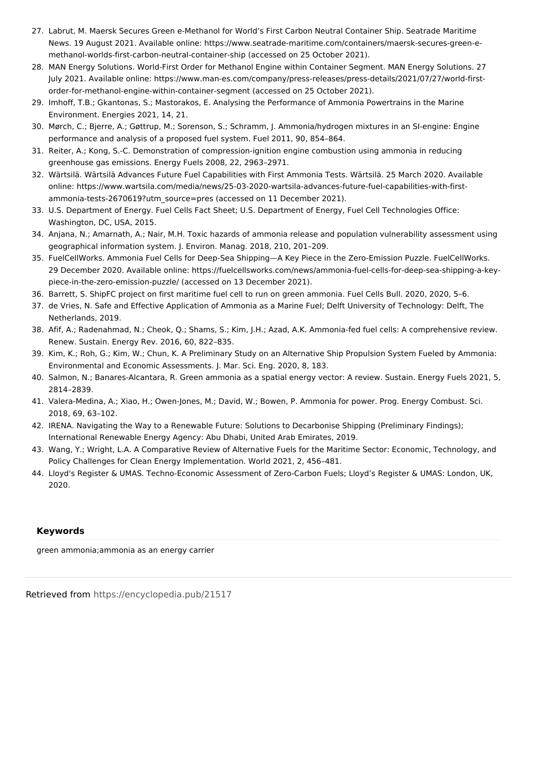27. Labrut, M. Maersk Secures Green e-Methanol for World's First Carbon Neutral Container Ship. Seatrade Maritime News. 19 August 2021. Available online: https://www.seatrade-maritime.com/containers/maersk-secures-green-e-methanol-worlds-first-carbon-neutral-container-ship (accessed on 25 October 2021).
28. MAN Energy Solutions. World-First Order for Methanol Engine within Container Segment. MAN Energy Solutions. 27 July 2021. Available online: https://www.man-es.com/company/press-releases/press-details/2021/07/27/world-first-order-for-methanol-engine-within-container-segment (accessed on 25 October 2021).
29. Imhoff, T.B.; Gkantonas, S.; Mastorakos, E. Analysing the Performance of Ammonia Powertrains in the Marine Environment. Energies 2021, 14, 21.
30. Mørch, C.; Bjerre, A.; Gøttrup, M.; Sorenson, S.; Schramm, J. Ammonia/hydrogen mixtures in an SI-engine: Engine performance and analysis of a proposed fuel system. Fuel 2011, 90, 854–864.
31. Reiter, A.; Kong, S.-C. Demonstration of compression-ignition engine combustion using ammonia in reducing greenhouse gas emissions. Energy Fuels 2008, 22, 2963–2971.
32. Wärtsilä. Wärtsilä Advances Future Fuel Capabilities with First Ammonia Tests. Wärtsilä. 25 March 2020. Available online: https://www.wartsila.com/media/news/25-03-2020-wartsila-advances-future-fuel-capabilities-with-first-ammonia-tests-2670619?utm_source=pres (accessed on 11 December 2021).
33. U.S. Department of Energy. Fuel Cells Fact Sheet; U.S. Department of Energy, Fuel Cell Technologies Office: Washington, DC, USA, 2015.
34. Anjana, N.; Amarnath, A.; Nair, M.H. Toxic hazards of ammonia release and population vulnerability assessment using geographical information system. J. Environ. Manag. 2018, 210, 201–209.
35. FuelCellWorks. Ammonia Fuel Cells for Deep-Sea Shipping—A Key Piece in the Zero-Emission Puzzle. FuelCellWorks. 29 December 2020. Available online: https://fuelcellsworks.com/news/ammonia-fuel-cells-for-deep-sea-shipping-a-key-piece-in-the-zero-emission-puzzle/ (accessed on 13 December 2021).
36. Barrett, S. ShipFC project on first maritime fuel cell to run on green ammonia. Fuel Cells Bull. 2020, 2020, 5–6.
37. de Vries, N. Safe and Effective Application of Ammonia as a Marine Fuel; Delft University of Technology: Delft, The Netherlands, 2019.
38. Afif, A.; Radenahmad, N.; Cheok, Q.; Shams, S.; Kim, J.H.; Azad, A.K. Ammonia-fed fuel cells: A comprehensive review. Renew. Sustain. Energy Rev. 2016, 60, 822–835.
39. Kim, K.; Roh, G.; Kim, W.; Chun, K. A Preliminary Study on an Alternative Ship Propulsion System Fueled by Ammonia: Environmental and Economic Assessments. J. Mar. Sci. Eng. 2020, 8, 183.
40. Salmon, N.; Banares-Alcantara, R. Green ammonia as a spatial energy vector: A review. Sustain. Energy Fuels 2021, 5, 2814–2839.
41. Valera-Medina, A.; Xiao, H.; Owen-Jones, M.; David, W.; Bowen, P. Ammonia for power. Prog. Energy Combust. Sci. 2018, 69, 63–102.
42. IRENA. Navigating the Way to a Renewable Future: Solutions to Decarbonise Shipping (Preliminary Findings); International Renewable Energy Agency: Abu Dhabi, United Arab Emirates, 2019.
43. Wang, Y.; Wright, L.A. A Comparative Review of Alternative Fuels for the Maritime Sector: Economic, Technology, and Policy Challenges for Clean Energy Implementation. World 2021, 2, 456–481.
44. Lloyd's Register & UMAS. Techno-Economic Assessment of Zero-Carbon Fuels; Lloyd's Register & UMAS: London, UK, 2020.

**Keywords**

green ammonia;ammonia as an energy carrier

Retrieved from https://encyclopedia.pub/21517